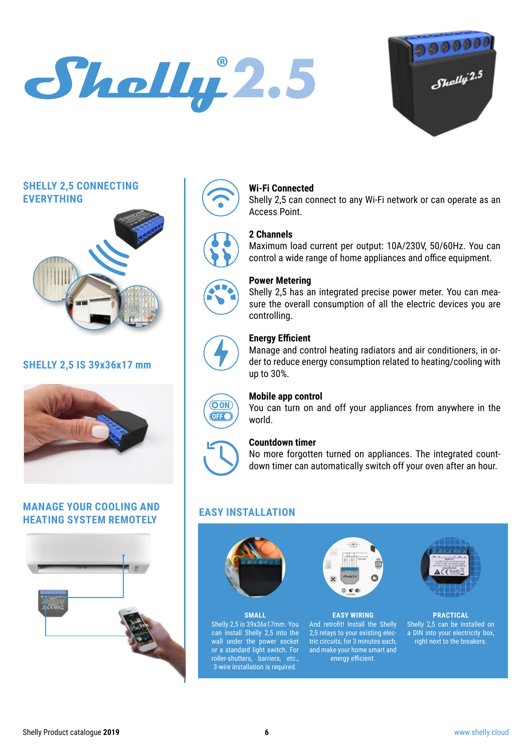# Shelly® 2.5

## SHELLY 2,5 CONNECTING EVERYTHING

## SHELLY 2,5 IS 39x36x17 mm

## MANAGE YOUR COOLING AND HEATING SYSTEM REMOTELY

### Wi-Fi Connected

Shelly 2,5 can connect to any Wi-Fi network or can operate as an Access Point.

### 2 Channels

Maximum load current per output: 10A/230V, 50/60Hz. You can control a wide range of home appliances and office equipment.

### Power Metering

Shelly 2,5 has an integrated precise power meter. You can measure the overall consumption of all the electric devices you are controlling.

### Energy Efficient

Manage and control heating radiators and air conditioners, in order to reduce energy consumption related to heating/cooling with up to 30%.

### Mobile app control

You can turn on and off your appliances from anywhere in the world.

### Countdown timer

No more forgotten turned on appliances. The integrated countdown timer can automatically switch off your oven after an hour.

## EASY INSTALLATION

**SMALL**

Shelly 2,5 is 39x36x17mm. You can install Shelly 2,5 into the wall under the power socket or a standard light switch. For roller-shutters, barriers, etc., 3-wire installation is required.

**EASY WIRING**

And retrofit! Install the Shelly 2,5 relays to your existing electric circuits, for 3 minutes each, and make your home smart and energy efficient.

**PRACTICAL**

Shelly 2,5 can be installed on a DIN into your electricity box, right next to the breakers.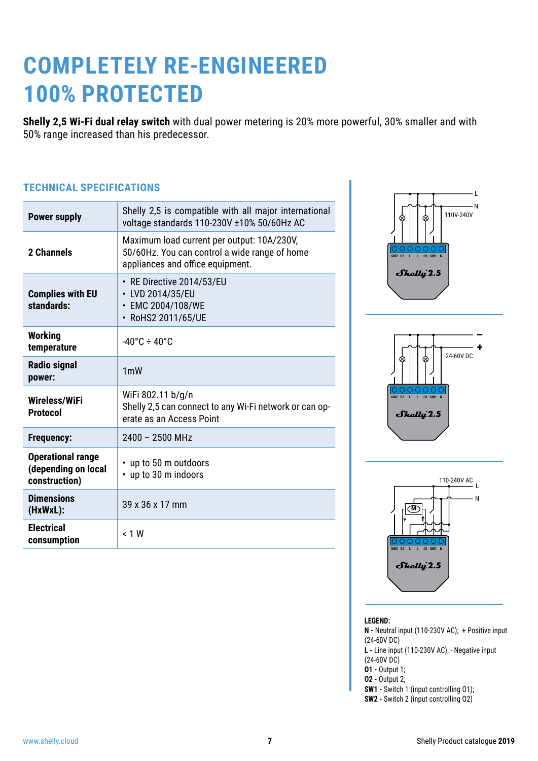# COMPLETELY RE-ENGINEERED 100% PROTECTED

**Shelly 2,5 Wi-Fi dual relay switch** with dual power metering is 20% more powerful, 30% smaller and with 50% range increased than his predecessor.

## TECHNICAL SPECIFICATIONS

| | |
|---|---|
| **Power supply** | Shelly 2,5 is compatible with all major international voltage standards 110-230V ±10% 50/60Hz AC |
| **2 Channels** | Maximum load current per output: 10A/230V, 50/60Hz. You can control a wide range of home appliances and office equipment. |
| **Complies with EU standards:** | • RE Directive 2014/53/EU<br>• LVD 2014/35/EU<br>• EMC 2004/108/WE<br>• RoHS2 2011/65/UE |
| **Working temperature** | -40°C ÷ 40°C |
| **Radio signal power:** | 1mW |
| **Wireless/WiFi Protocol** | WiFi 802.11 b/g/n<br>Shelly 2,5 can connect to any Wi-Fi network or can operate as an Access Point |
| **Frequency:** | 2400 – 2500 MHz |
| **Operational range (depending on local construction)** | • up to 50 m outdoors<br>• up to 30 m indoors |
| **Dimensions (HxWxL):** | 39 x 36 x 17 mm |
| **Electrical consumption** | < 1 W |

L
N
110V-240V
SW2 O2 L L O1 SW1 N
Shelly 2.5

–
+
24-60V DC
SW2 O2 L L O1 SW1 N
Shelly 2.5

110-240V AC
L
N
M
SW2 O2 L L O1 SW1 N
Shelly 2.5

**LEGEND:**
**N -** Neutral input (110-230V AC); + Positive input (24-60V DC)
**L -** Line input (110-230V AC); - Negative input (24-60V DC)
**O1 -** Output 1;
**O2 -** Output 2;
**SW1 -** Switch 1 (input controlling O1);
**SW2 -** Switch 2 (input controlling O2)